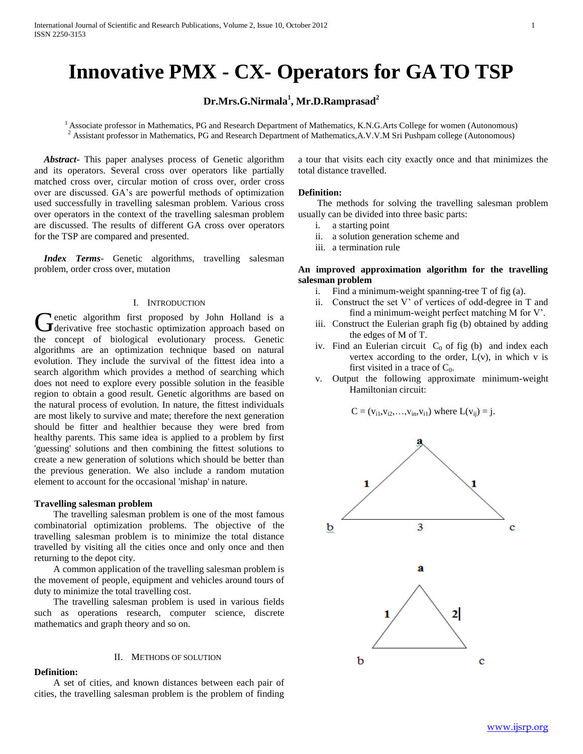# Innovative PMX - CX- Operators for GA TO TSP

**Dr.Mrs.G.Nirmala[1], Mr.D.Ramprasad[2]**

[1] Associate professor in Mathematics, PG and Research Department of Mathematics, K.N.G.Arts College for women (Autonomous)
[2] Assistant professor in Mathematics, PG and Research Department of Mathematics,A.V.V.M Sri Pushpam college (Autonomous)

***Abstract-*** This paper analyses process of Genetic algorithm and its operators. Several cross over operators like partially matched cross over, circular motion of cross over, order cross over are discussed. GA's are powerful methods of optimization used successfully in travelling salesman problem. Various cross over operators in the context of the travelling salesman problem are discussed. The results of different GA cross over operators for the TSP are compared and presented.

***Index Terms-*** Genetic algorithms, travelling salesman problem, order cross over, mutation

## I. Introduction

Genetic algorithm first proposed by John Holland is a derivative free stochastic optimization approach based on the concept of biological evolutionary process. Genetic algorithms are an optimization technique based on natural evolution. They include the survival of the fittest idea into a search algorithm which provides a method of searching which does not need to explore every possible solution in the feasible region to obtain a good result. Genetic algorithms are based on the natural process of evolution. In nature, the fittest individuals are most likely to survive and mate; therefore the next generation should be fitter and healthier because they were bred from healthy parents. This same idea is applied to a problem by first 'guessing' solutions and then combining the fittest solutions to create a new generation of solutions which should be better than the previous generation. We also include a random mutation element to account for the occasional 'mishap' in nature.

**Travelling salesman problem**

The travelling salesman problem is one of the most famous combinatorial optimization problems. The objective of the travelling salesman problem is to minimize the total distance travelled by visiting all the cities once and only once and then returning to the depot city.

A common application of the travelling salesman problem is the movement of people, equipment and vehicles around tours of duty to minimize the total travelling cost.

The travelling salesman problem is used in various fields such as operations research, computer science, discrete mathematics and graph theory and so on.

## II. Methods of Solution

**Definition:**

A set of cities, and known distances between each pair of cities, the travelling salesman problem is the problem of finding a tour that visits each city exactly once and that minimizes the total distance travelled.

**Definition:**

The methods for solving the travelling salesman problem usually can be divided into three basic parts:

i. a starting point
ii. a solution generation scheme and
iii. a termination rule

**An improved approximation algorithm for the travelling salesman problem**

i. Find a minimum-weight spanning-tree T of fig (a).
ii. Construct the set V' of vertices of odd-degree in T and find a minimum-weight perfect matching M for V'.
iii. Construct the Eulerian graph fig (b) obtained by adding the edges of M of T.
iv. Find an Eulerian circuit $C_0$ of fig (b) and index each vertex according to the order, L(v), in which v is first visited in a trace of $C_0$.
v. Output the following approximate minimum-weight Hamiltonian circuit:

$$C = (v_{i1}, v_{i2}, \ldots, v_{in}, v_{i1}) \text{ where } L(v_{ij}) = j.$$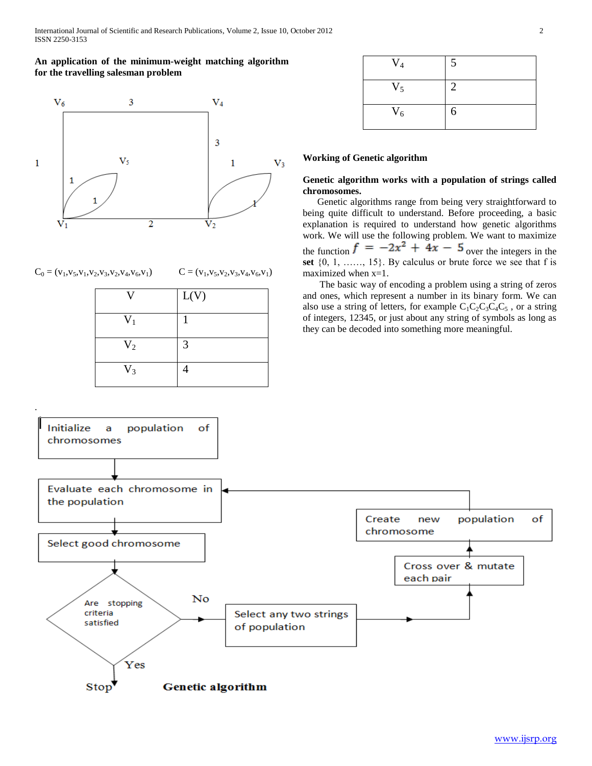**An application of the minimum-weight matching algorithm for the travelling salesman problem**

$C_0 = (v_1, v_5, v_1, v_2, v_3, v_2, v_4, v_6, v_1)$  $C = (v_1, v_5, v_2, v_3, v_4, v_6, v_1)$

| V | L(V) |
|---|---|
| $V_1$ | 1 |
| $V_2$ | 3 |
| $V_3$ | 4 |
| $V_4$ | 5 |
| $V_5$ | 2 |
| $V_6$ | 6 |

**Genetic algorithm**

**Working of Genetic algorithm**

**Genetic algorithm works with a population of strings called chromosomes.**

Genetic algorithms range from being very straightforward to being quite difficult to understand. Before proceeding, a basic explanation is required to understand how genetic algorithms work. We will use the following problem. We want to maximize the function $f = -2x^2 + 4x - 5$ over the integers in the **set** {0, 1, ……, 15}. By calculus or brute force we see that f is maximized when x=1.

The basic way of encoding a problem using a string of zeros and ones, which represent a number in its binary form. We can also use a string of letters, for example $C_1C_2C_3C_4C_5$ , or a string of integers, 12345, or just about any string of symbols as long as they can be decoded into something more meaningful.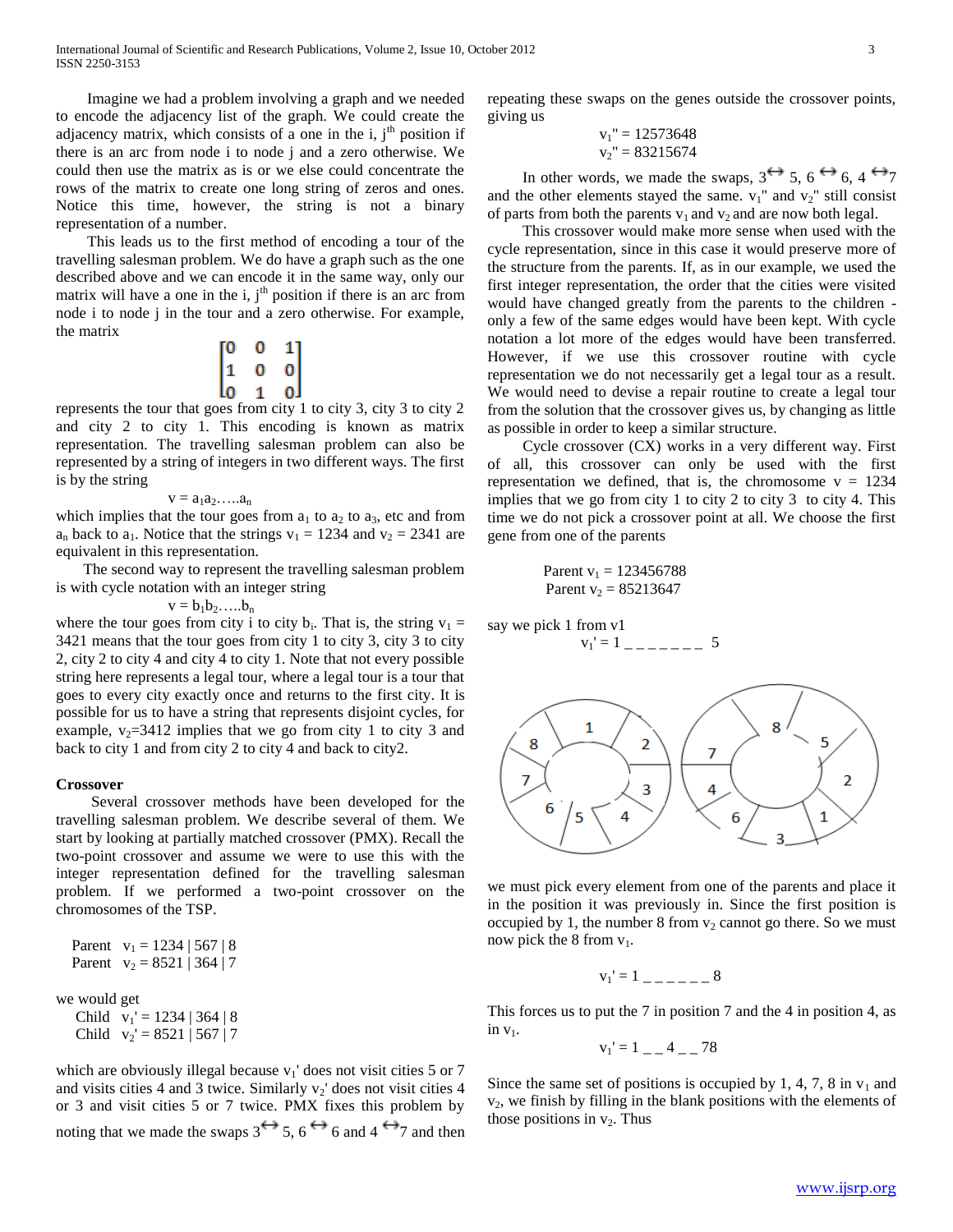Imagine we had a problem involving a graph and we needed to encode the adjacency list of the graph. We could create the adjacency matrix, which consists of a one in the i, j$^{th}$ position if there is an arc from node i to node j and a zero otherwise. We could then use the matrix as is or we else could concentrate the rows of the matrix to create one long string of zeros and ones. Notice this time, however, the string is not a binary representation of a number.

This leads us to the first method of encoding a tour of the travelling salesman problem. We do have a graph such as the one described above and we can encode it in the same way, only our matrix will have a one in the i, j$^{th}$ position if there is an arc from node i to node j in the tour and a zero otherwise. For example, the matrix

$$\begin{bmatrix} 0 & 0 & 1 \\ 1 & 0 & 0 \\ 0 & 1 & 0 \end{bmatrix}$$

represents the tour that goes from city 1 to city 3, city 3 to city 2 and city 2 to city 1. This encoding is known as matrix representation. The travelling salesman problem can also be represented by a string of integers in two different ways. The first is by the string

$$v = a_1a_2\ldots..a_n$$

which implies that the tour goes from $a_1$ to $a_2$ to $a_3$, etc and from $a_n$ back to $a_1$. Notice that the strings $v_1$ = 1234 and $v_2$ = 2341 are equivalent in this representation.

The second way to represent the travelling salesman problem is with cycle notation with an integer string

$$v = b_1b_2\ldots..b_n$$

where the tour goes from city i to city $b_i$. That is, the string $v_1$ = 3421 means that the tour goes from city 1 to city 3, city 3 to city 2, city 2 to city 4 and city 4 to city 1. Note that not every possible string here represents a legal tour, where a legal tour is a tour that goes to every city exactly once and returns to the first city. It is possible for us to have a string that represents disjoint cycles, for example, $v_2$=3412 implies that we go from city 1 to city 3 and back to city 1 and from city 2 to city 4 and back to city2.

**Crossover**

Several crossover methods have been developed for the travelling salesman problem. We describe several of them. We start by looking at partially matched crossover (PMX). Recall the two-point crossover and assume we were to use this with the integer representation defined for the travelling salesman problem. If we performed a two-point crossover on the chromosomes of the TSP.

Parent $v_1$ = 1234 | 567 | 8
Parent $v_2$ = 8521 | 364 | 7

we would get

Child $v_1'$ = 1234 | 364 | 8
Child $v_2'$ = 8521 | 567 | 7

which are obviously illegal because $v_1'$ does not visit cities 5 or 7 and visits cities 4 and 3 twice. Similarly $v_2'$ does not visit cities 4 or 3 and visit cities 5 or 7 twice. PMX fixes this problem by noting that we made the swaps $3 \leftrightarrow 5$, $6 \leftrightarrow 6$ and $4 \leftrightarrow 7$ and then repeating these swaps on the genes outside the crossover points, giving us

$v_1''$ = 12573648
$v_2''$ = 83215674

In other words, we made the swaps, $3 \leftrightarrow 5$, $6 \leftrightarrow 6$, $4 \leftrightarrow 7$ and the other elements stayed the same. $v_1''$ and $v_2''$ still consist of parts from both the parents $v_1$ and $v_2$ and are now both legal.

This crossover would make more sense when used with the cycle representation, since in this case it would preserve more of the structure from the parents. If, as in our example, we used the first integer representation, the order that the cities were visited would have changed greatly from the parents to the children - only a few of the same edges would have been kept. With cycle notation a lot more of the edges would have been transferred. However, if we use this crossover routine with cycle representation we do not necessarily get a legal tour as a result. We would need to devise a repair routine to create a legal tour from the solution that the crossover gives us, by changing as little as possible in order to keep a similar structure.

Cycle crossover (CX) works in a very different way. First of all, this crossover can only be used with the first representation we defined, that is, the chromosome v = 1234 implies that we go from city 1 to city 2 to city 3 to city 4. This time we do not pick a crossover point at all. We choose the first gene from one of the parents

Parent $v_1$ = 123456788
Parent $v_2$ = 85213647

say we pick 1 from v1

$v_1'$ = 1 _ _ _ _ _ _ _ 5

we must pick every element from one of the parents and place it in the position it was previously in. Since the first position is occupied by 1, the number 8 from $v_2$ cannot go there. So we must now pick the 8 from $v_1$.

$v_1'$ = 1 _ _ _ _ _ _ 8

This forces us to put the 7 in position 7 and the 4 in position 4, as in $v_1$.

$v_1'$ = 1 _ _ 4 _ _ 78

Since the same set of positions is occupied by 1, 4, 7, 8 in $v_1$ and $v_2$, we finish by filling in the blank positions with the elements of those positions in $v_2$. Thus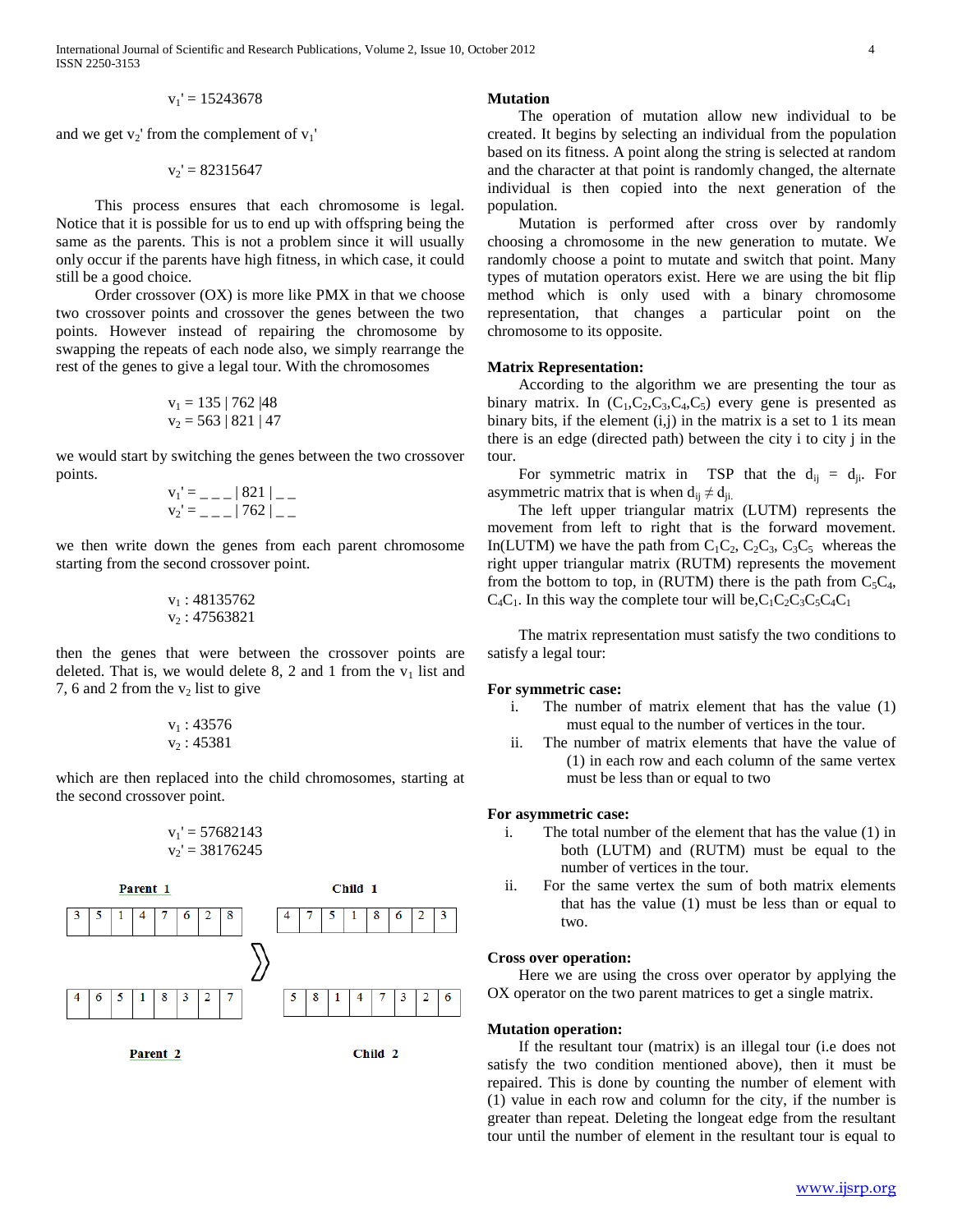$v_1' = 15243678$

and we get $v_2'$ from the complement of $v_1'$

$v_2' = 82315647$

This process ensures that each chromosome is legal. Notice that it is possible for us to end up with offspring being the same as the parents. This is not a problem since it will usually only occur if the parents have high fitness, in which case, it could still be a good choice.

Order crossover (OX) is more like PMX in that we choose two crossover points and crossover the genes between the two points. However instead of repairing the chromosome by swapping the repeats of each node also, we simply rearrange the rest of the genes to give a legal tour. With the chromosomes

$v_1 = 135 \mid 762 \mid 48$
$v_2 = 563 \mid 821 \mid 47$

we would start by switching the genes between the two crossover points.

$v_1' = \_\ \_\ \_ \mid 821 \mid \_\ \_$
$v_2' = \_\ \_\ \_ \mid 762 \mid \_\ \_$

we then write down the genes from each parent chromosome starting from the second crossover point.

$v_1$ : 48135762
$v_2$ : 47563821

then the genes that were between the crossover points are deleted. That is, we would delete 8, 2 and 1 from the $v_1$ list and 7, 6 and 2 from the $v_2$ list to give

$v_1$ : 43576
$v_2$ : 45381

which are then replaced into the child chromosomes, starting at the second crossover point.

$v_1' = 57682143$
$v_2' = 38176245$

**Parent 1**

| 3 | 5 | 1 | 4 | 7 | 6 | 2 | 8 |
|---|---|---|---|---|---|---|---|

**Parent 2**

| 4 | 6 | 5 | 1 | 8 | 3 | 2 | 7 |
|---|---|---|---|---|---|---|---|

**Child 1**

| 4 | 7 | 5 | 1 | 8 | 6 | 2 | 3 |
|---|---|---|---|---|---|---|---|

**Child 2**

| 5 | 8 | 1 | 4 | 7 | 3 | 2 | 6 |
|---|---|---|---|---|---|---|---|

**Mutation**

The operation of mutation allow new individual to be created. It begins by selecting an individual from the population based on its fitness. A point along the string is selected at random and the character at that point is randomly changed, the alternate individual is then copied into the next generation of the population.

Mutation is performed after cross over by randomly choosing a chromosome in the new generation to mutate. We randomly choose a point to mutate and switch that point. Many types of mutation operators exist. Here we are using the bit flip method which is only used with a binary chromosome representation, that changes a particular point on the chromosome to its opposite.

**Matrix Representation:**

According to the algorithm we are presenting the tour as binary matrix. In ($C_1,C_2,C_3,C_4,C_5$) every gene is presented as binary bits, if the element (i,j) in the matrix is a set to 1 its mean there is an edge (directed path) between the city i to city j in the tour.

For symmetric matrix in TSP that the $d_{ij} = d_{ji}$. For asymmetric matrix that is when $d_{ij} \neq d_{ji}$.

The left upper triangular matrix (LUTM) represents the movement from left to right that is the forward movement. In(LUTM) we have the path from $C_1C_2$, $C_2C_3$, $C_3C_5$ whereas the right upper triangular matrix (RUTM) represents the movement from the bottom to top, in (RUTM) there is the path from $C_5C_4$, $C_4C_1$. In this way the complete tour will be,$C_1C_2C_3C_5C_4C_1$

The matrix representation must satisfy the two conditions to satisfy a legal tour:

**For symmetric case:**

i. The number of matrix element that has the value (1) must equal to the number of vertices in the tour.
ii. The number of matrix elements that have the value of (1) in each row and each column of the same vertex must be less than or equal to two

**For asymmetric case:**

i. The total number of the element that has the value (1) in both (LUTM) and (RUTM) must be equal to the number of vertices in the tour.
ii. For the same vertex the sum of both matrix elements that has the value (1) must be less than or equal to two.

**Cross over operation:**

Here we are using the cross over operator by applying the OX operator on the two parent matrices to get a single matrix.

**Mutation operation:**

If the resultant tour (matrix) is an illegal tour (i.e does not satisfy the two condition mentioned above), then it must be repaired. This is done by counting the number of element with (1) value in each row and column for the city, if the number is greater than repeat. Deleting the longeat edge from the resultant tour until the number of element in the resultant tour is equal to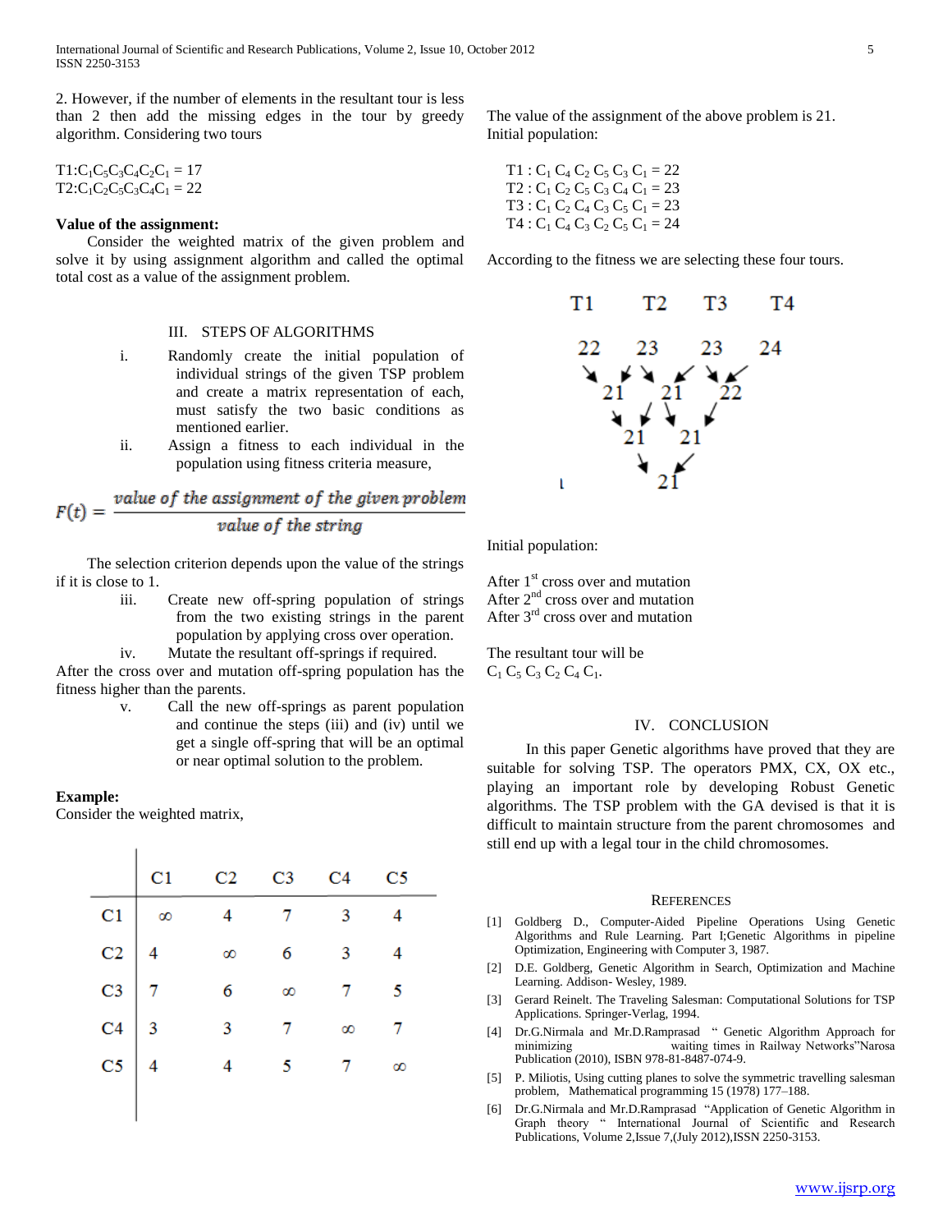2. However, if the number of elements in the resultant tour is less than 2 then add the missing edges in the tour by greedy algorithm. Considering two tours

$T1: C_1C_5C_3C_4C_2C_1 = 17$
$T2: C_1C_2C_5C_3C_4C_1 = 22$

**Value of the assignment:**

Consider the weighted matrix of the given problem and solve it by using assignment algorithm and called the optimal total cost as a value of the assignment problem.

## III. STEPS OF ALGORITHMS

i. Randomly create the initial population of individual strings of the given TSP problem and create a matrix representation of each, must satisfy the two basic conditions as mentioned earlier.

ii. Assign a fitness to each individual in the population using fitness criteria measure,

$$F(t) = \frac{\textit{value of the assignment of the given problem}}{\textit{value of the string}}$$

The selection criterion depends upon the value of the strings if it is close to 1.

iii. Create new off-spring population of strings from the two existing strings in the parent population by applying cross over operation.

iv. Mutate the resultant off-springs if required.

After the cross over and mutation off-spring population has the fitness higher than the parents.

v. Call the new off-springs as parent population and continue the steps (iii) and (iv) until we get a single off-spring that will be an optimal or near optimal solution to the problem.

**Example:**

Consider the weighted matrix,

| | C1 | C2 | C3 | C4 | C5 |
|---|---|---|---|---|---|
| C1 | ∞ | 4 | 7 | 3 | 4 |
| C2 | 4 | ∞ | 6 | 3 | 4 |
| C3 | 7 | 6 | ∞ | 7 | 5 |
| C4 | 3 | 3 | 7 | ∞ | 7 |
| C5 | 4 | 4 | 5 | 7 | ∞ |

The value of the assignment of the above problem is 21.

Initial population:

$T1 : C_1 C_4 C_2 C_5 C_3 C_1 = 22$
$T2 : C_1 C_2 C_5 C_3 C_4 C_1 = 23$
$T3 : C_1 C_2 C_4 C_3 C_5 C_1 = 23$
$T4 : C_1 C_4 C_3 C_2 C_5 C_1 = 24$

According to the fitness we are selecting these four tours.

| T1 | T2 | T3 | T4 |
|---|---|---|---|
| 22 | 23 | 23 | 24 |

21 21 22

21 21

21

Initial population:

After 1st cross over and mutation
After 2nd cross over and mutation
After 3rd cross over and mutation

The resultant tour will be
$C_1 C_5 C_3 C_2 C_4 C_1$.

## IV. CONCLUSION

In this paper Genetic algorithms have proved that they are suitable for solving TSP. The operators PMX, CX, OX etc., playing an important role by developing Robust Genetic algorithms. The TSP problem with the GA devised is that it is difficult to maintain structure from the parent chromosomes and still end up with a legal tour in the child chromosomes.

## REFERENCES

[1] Goldberg D., Computer-Aided Pipeline Operations Using Genetic Algorithms and Rule Learning. Part I;Genetic Algorithms in pipeline Optimization, Engineering with Computer 3, 1987.

[2] D.E. Goldberg, Genetic Algorithm in Search, Optimization and Machine Learning. Addison- Wesley, 1989.

[3] Gerard Reinelt. The Traveling Salesman: Computational Solutions for TSP Applications. Springer-Verlag, 1994.

[4] Dr.G.Nirmala and Mr.D.Ramprasad " Genetic Algorithm Approach for minimizing waiting times in Railway Networks"Narosa Publication (2010), ISBN 978-81-8487-074-9.

[5] P. Miliotis, Using cutting planes to solve the symmetric travelling salesman problem, Mathematical programming 15 (1978) 177–188.

[6] Dr.G.Nirmala and Mr.D.Ramprasad "Application of Genetic Algorithm in Graph theory " International Journal of Scientific and Research Publications, Volume 2,Issue 7,(July 2012),ISSN 2250-3153.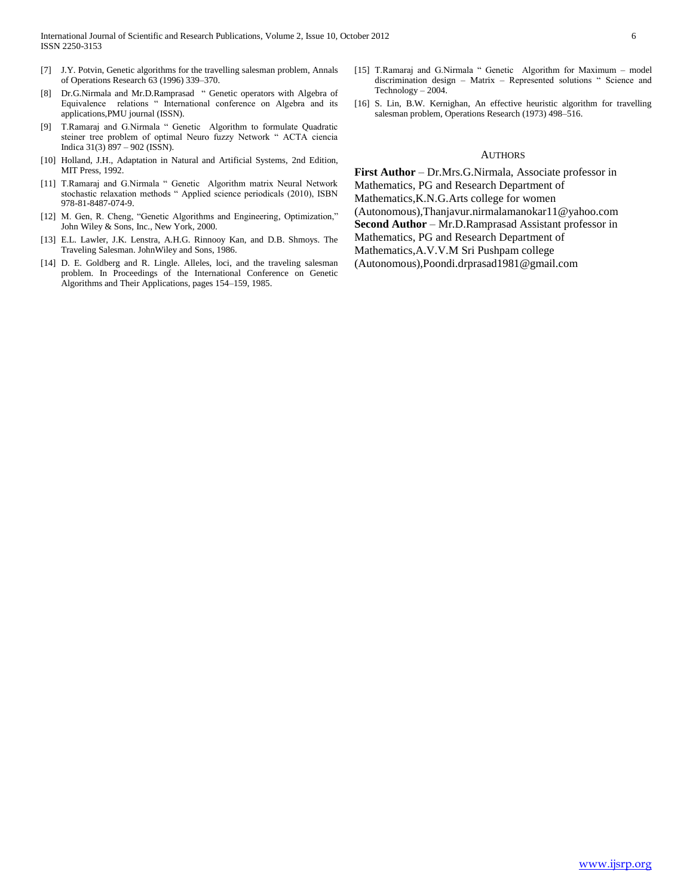[7] J.Y. Potvin, Genetic algorithms for the travelling salesman problem, Annals of Operations Research 63 (1996) 339–370.

[8] Dr.G.Nirmala and Mr.D.Ramprasad " Genetic operators with Algebra of Equivalence relations " International conference on Algebra and its applications,PMU journal (ISSN).

[9] T.Ramaraj and G.Nirmala " Genetic Algorithm to formulate Quadratic steiner tree problem of optimal Neuro fuzzy Network " ACTA ciencia Indica 31(3) 897 – 902 (ISSN).

[10] Holland, J.H., Adaptation in Natural and Artificial Systems, 2nd Edition, MIT Press, 1992.

[11] T.Ramaraj and G.Nirmala " Genetic Algorithm matrix Neural Network stochastic relaxation methods " Applied science periodicals (2010), ISBN 978-81-8487-074-9.

[12] M. Gen, R. Cheng, "Genetic Algorithms and Engineering, Optimization," John Wiley & Sons, Inc., New York, 2000.

[13] E.L. Lawler, J.K. Lenstra, A.H.G. Rinnooy Kan, and D.B. Shmoys. The Traveling Salesman. JohnWiley and Sons, 1986.

[14] D. E. Goldberg and R. Lingle. Alleles, loci, and the traveling salesman problem. In Proceedings of the International Conference on Genetic Algorithms and Their Applications, pages 154–159, 1985.

[15] T.Ramaraj and G.Nirmala " Genetic Algorithm for Maximum – model discrimination design – Matrix – Represented solutions " Science and Technology – 2004.

[16] S. Lin, B.W. Kernighan, An effective heuristic algorithm for travelling salesman problem, Operations Research (1973) 498–516.

## AUTHORS

**First Author** – Dr.Mrs.G.Nirmala, Associate professor in Mathematics, PG and Research Department of Mathematics,K.N.G.Arts college for women (Autonomous),Thanjavur.nirmalamanokar11@yahoo.com

**Second Author** – Mr.D.Ramprasad Assistant professor in Mathematics, PG and Research Department of Mathematics,A.V.V.M Sri Pushpam college (Autonomous),Poondi.drprasad1981@gmail.com